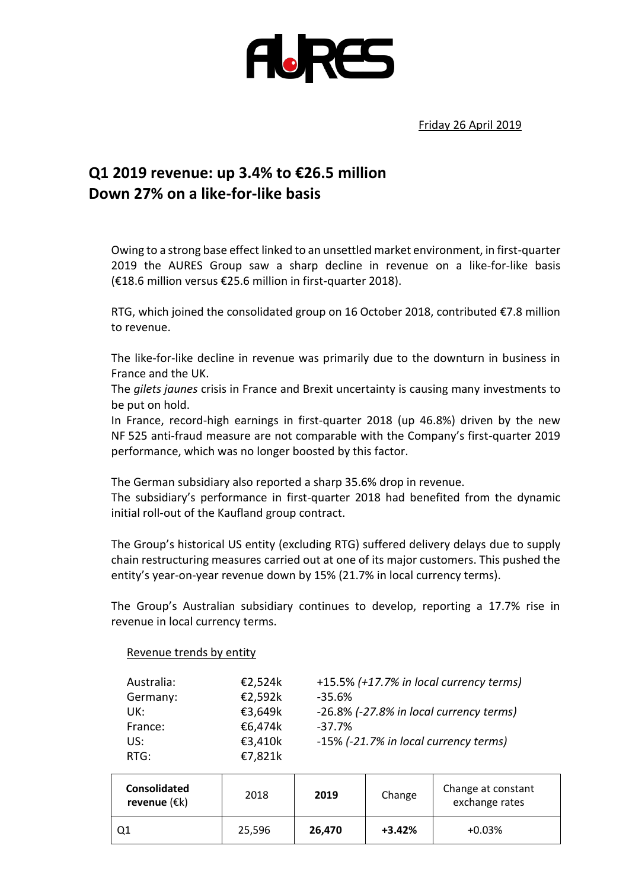Friday 26 April 2019

# Q1 2019 revenue: up 3.4% to €26.5 million
# Down 27% on a like-for-like basis

Owing to a strong base effect linked to an unsettled market environment, in first-quarter 2019 the AURES Group saw a sharp decline in revenue on a like-for-like basis (€18.6 million versus €25.6 million in first-quarter 2018).

RTG, which joined the consolidated group on 16 October 2018, contributed €7.8 million to revenue.

The like-for-like decline in revenue was primarily due to the downturn in business in France and the UK.
The *gilets jaunes* crisis in France and Brexit uncertainty is causing many investments to be put on hold.
In France, record-high earnings in first-quarter 2018 (up 46.8%) driven by the new NF 525 anti-fraud measure are not comparable with the Company's first-quarter 2019 performance, which was no longer boosted by this factor.

The German subsidiary also reported a sharp 35.6% drop in revenue.
The subsidiary's performance in first-quarter 2018 had benefited from the dynamic initial roll-out of the Kaufland group contract.

The Group's historical US entity (excluding RTG) suffered delivery delays due to supply chain restructuring measures carried out at one of its major customers. This pushed the entity's year-on-year revenue down by 15% (21.7% in local currency terms).

The Group's Australian subsidiary continues to develop, reporting a 17.7% rise in revenue in local currency terms.

Revenue trends by entity

| | | |
|---|---|---|
| Australia: | €2,524k | +15.5% *(+17.7% in local currency terms)* |
| Germany: | €2,592k | -35.6% |
| UK: | €3,649k | -26.8% *(-27.8% in local currency terms)* |
| France: | €6,474k | -37.7% |
| US: | €3,410k | -15% *(-21.7% in local currency terms)* |
| RTG: | €7,821k | |

| **Consolidated revenue** (€k) | 2018 | **2019** | Change | Change at constant exchange rates |
|---|---|---|---|---|
| Q1 | 25,596 | **26,470** | **+3.42%** | +0.03% |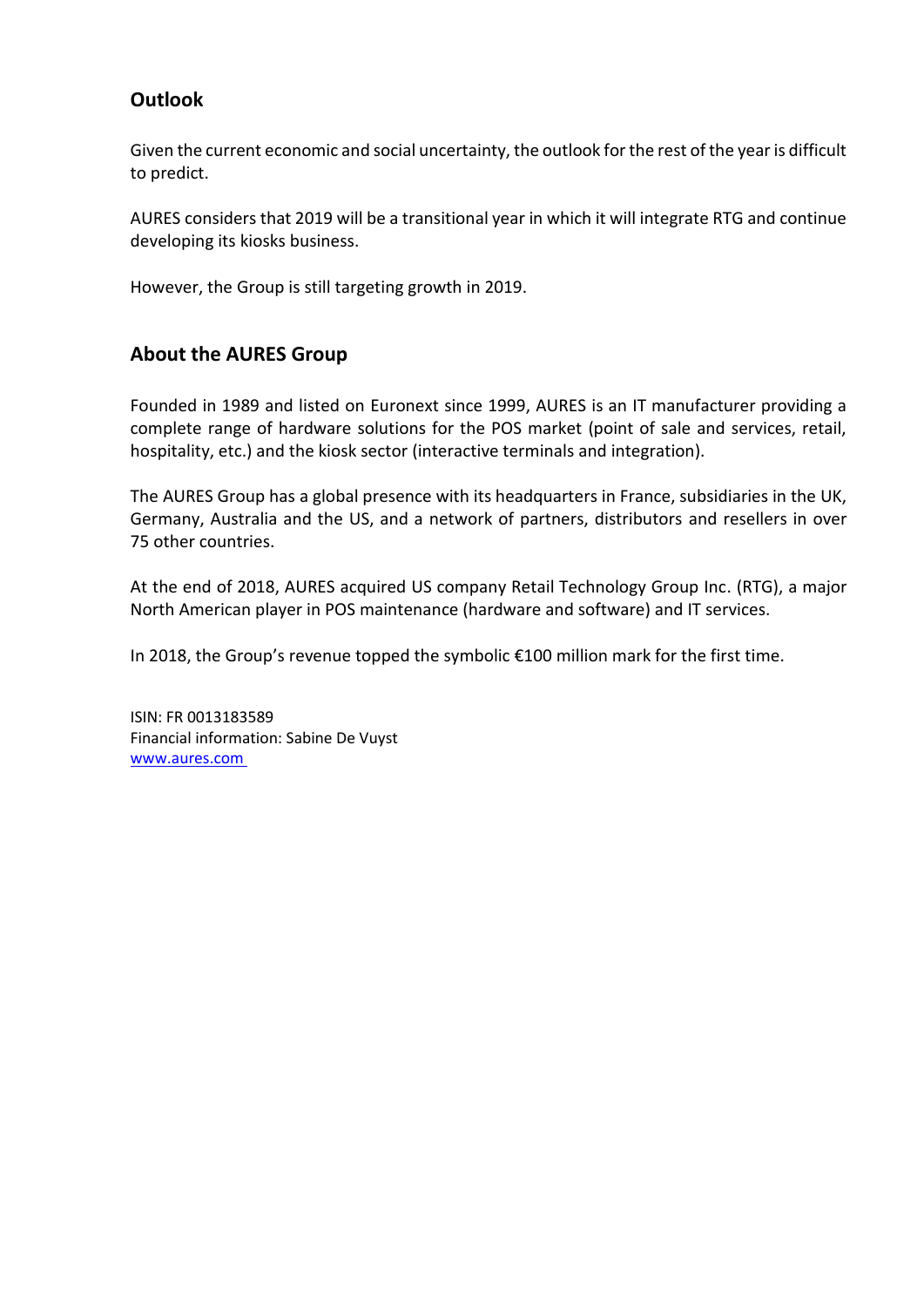## Outlook

Given the current economic and social uncertainty, the outlook for the rest of the year is difficult to predict.

AURES considers that 2019 will be a transitional year in which it will integrate RTG and continue developing its kiosks business.

However, the Group is still targeting growth in 2019.

## About the AURES Group

Founded in 1989 and listed on Euronext since 1999, AURES is an IT manufacturer providing a complete range of hardware solutions for the POS market (point of sale and services, retail, hospitality, etc.) and the kiosk sector (interactive terminals and integration).

The AURES Group has a global presence with its headquarters in France, subsidiaries in the UK, Germany, Australia and the US, and a network of partners, distributors and resellers in over 75 other countries.

At the end of 2018, AURES acquired US company Retail Technology Group Inc. (RTG), a major North American player in POS maintenance (hardware and software) and IT services.

In 2018, the Group's revenue topped the symbolic €100 million mark for the first time.

ISIN: FR 0013183589
Financial information: Sabine De Vuyst
www.aures.com